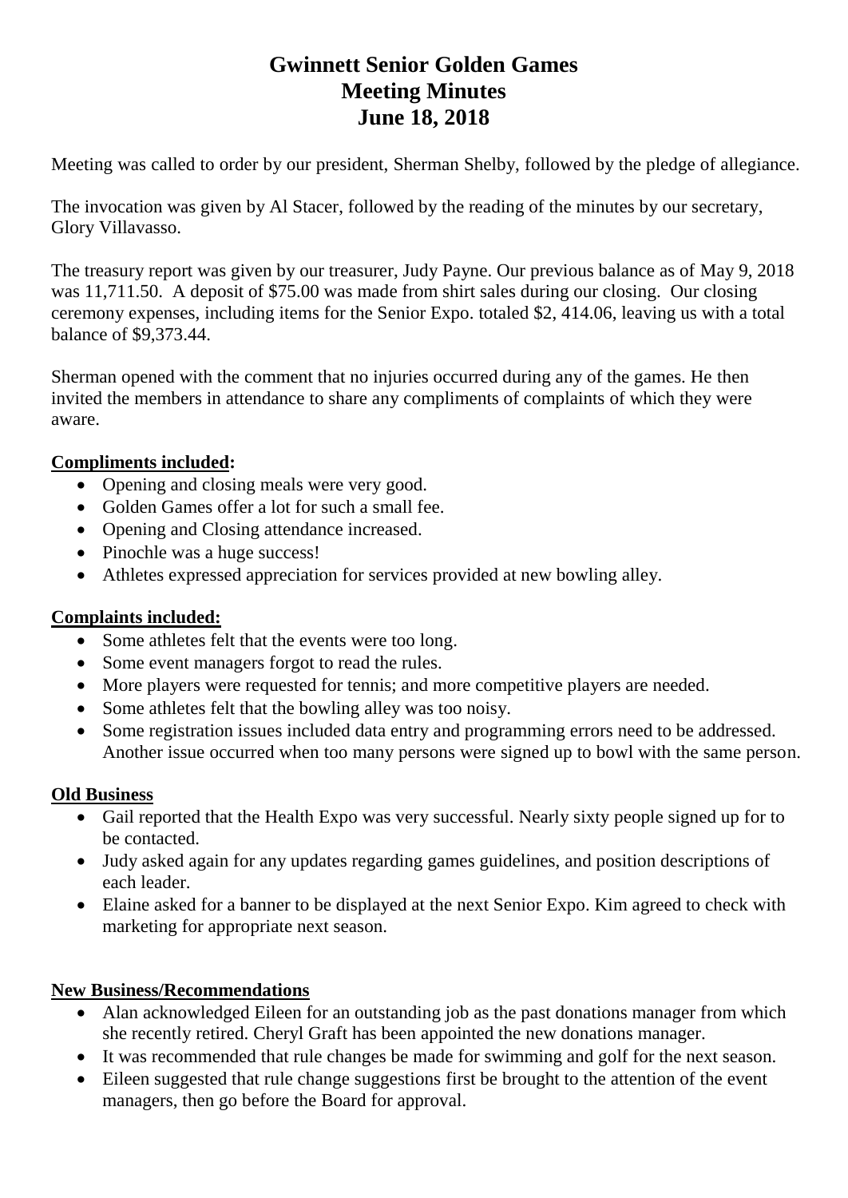# Gwinnett Senior Golden Games
# Meeting Minutes
# June 18, 2018

Meeting was called to order by our president, Sherman Shelby, followed by the pledge of allegiance.

The invocation was given by Al Stacer, followed by the reading of the minutes by our secretary, Glory Villavasso.

The treasury report was given by our treasurer, Judy Payne. Our previous balance as of May 9, 2018 was 11,711.50. A deposit of $75.00 was made from shirt sales during our closing. Our closing ceremony expenses, including items for the Senior Expo. totaled $2, 414.06, leaving us with a total balance of $9,373.44.

Sherman opened with the comment that no injuries occurred during any of the games. He then invited the members in attendance to share any compliments of complaints of which they were aware.

**Compliments included:**

- Opening and closing meals were very good.
- Golden Games offer a lot for such a small fee.
- Opening and Closing attendance increased.
- Pinochle was a huge success!
- Athletes expressed appreciation for services provided at new bowling alley.

**Complaints included:**

- Some athletes felt that the events were too long.
- Some event managers forgot to read the rules.
- More players were requested for tennis; and more competitive players are needed.
- Some athletes felt that the bowling alley was too noisy.
- Some registration issues included data entry and programming errors need to be addressed. Another issue occurred when too many persons were signed up to bowl with the same person.

**Old Business**

- Gail reported that the Health Expo was very successful. Nearly sixty people signed up for to be contacted.
- Judy asked again for any updates regarding games guidelines, and position descriptions of each leader.
- Elaine asked for a banner to be displayed at the next Senior Expo. Kim agreed to check with marketing for appropriate next season.

**New Business/Recommendations**

- Alan acknowledged Eileen for an outstanding job as the past donations manager from which she recently retired. Cheryl Graft has been appointed the new donations manager.
- It was recommended that rule changes be made for swimming and golf for the next season.
- Eileen suggested that rule change suggestions first be brought to the attention of the event managers, then go before the Board for approval.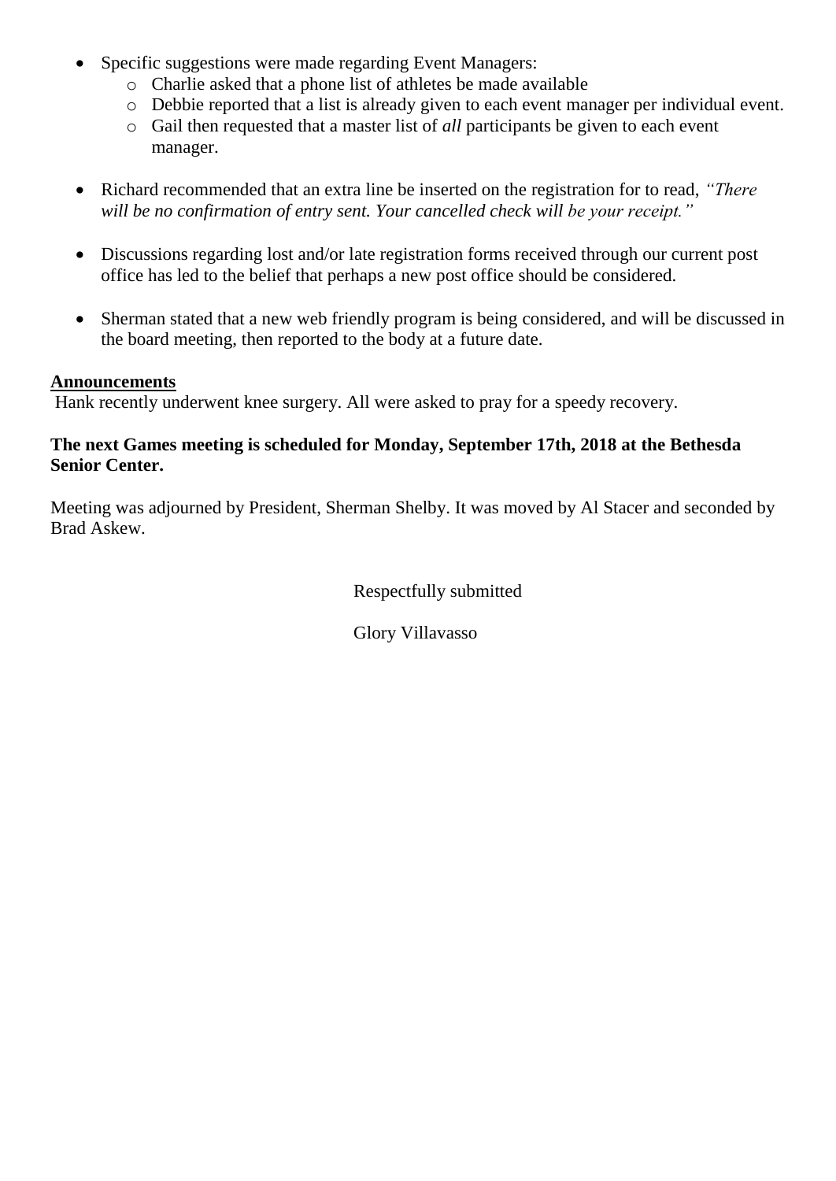- Specific suggestions were made regarding Event Managers:
  - Charlie asked that a phone list of athletes be made available
  - Debbie reported that a list is already given to each event manager per individual event.
  - Gail then requested that a master list of *all* participants be given to each event manager.

- Richard recommended that an extra line be inserted on the registration for to read, *"There will be no confirmation of entry sent. Your cancelled check will be your receipt."*

- Discussions regarding lost and/or late registration forms received through our current post office has led to the belief that perhaps a new post office should be considered.

- Sherman stated that a new web friendly program is being considered, and will be discussed in the board meeting, then reported to the body at a future date.

**<u>Announcements</u>**

Hank recently underwent knee surgery. All were asked to pray for a speedy recovery.

**The next Games meeting is scheduled for Monday, September 17th, 2018 at the Bethesda Senior Center.**

Meeting was adjourned by President, Sherman Shelby. It was moved by Al Stacer and seconded by Brad Askew.

Respectfully submitted

Glory Villavasso